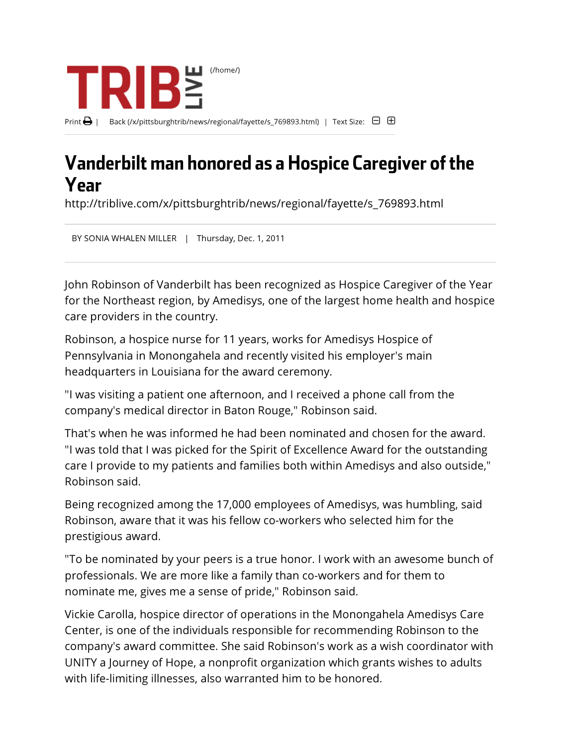TRIB LIVE (/home/)

Print | Back (/x/pittsburghtrib/news/regional/fayette/s_769893.html) | Text Size:

# Vanderbilt man honored as a Hospice Caregiver of the Year

http://triblive.com/x/pittsburghtrib/news/regional/fayette/s_769893.html

BY SONIA WHALEN MILLER | Thursday, Dec. 1, 2011

John Robinson of Vanderbilt has been recognized as Hospice Caregiver of the Year for the Northeast region, by Amedisys, one of the largest home health and hospice care providers in the country.

Robinson, a hospice nurse for 11 years, works for Amedisys Hospice of Pennsylvania in Monongahela and recently visited his employer's main headquarters in Louisiana for the award ceremony.

"I was visiting a patient one afternoon, and I received a phone call from the company's medical director in Baton Rouge," Robinson said.

That's when he was informed he had been nominated and chosen for the award. "I was told that I was picked for the Spirit of Excellence Award for the outstanding care I provide to my patients and families both within Amedisys and also outside," Robinson said.

Being recognized among the 17,000 employees of Amedisys, was humbling, said Robinson, aware that it was his fellow co-workers who selected him for the prestigious award.

"To be nominated by your peers is a true honor. I work with an awesome bunch of professionals. We are more like a family than co-workers and for them to nominate me, gives me a sense of pride," Robinson said.

Vickie Carolla, hospice director of operations in the Monongahela Amedisys Care Center, is one of the individuals responsible for recommending Robinson to the company's award committee. She said Robinson's work as a wish coordinator with UNITY a Journey of Hope, a nonprofit organization which grants wishes to adults with life-limiting illnesses, also warranted him to be honored.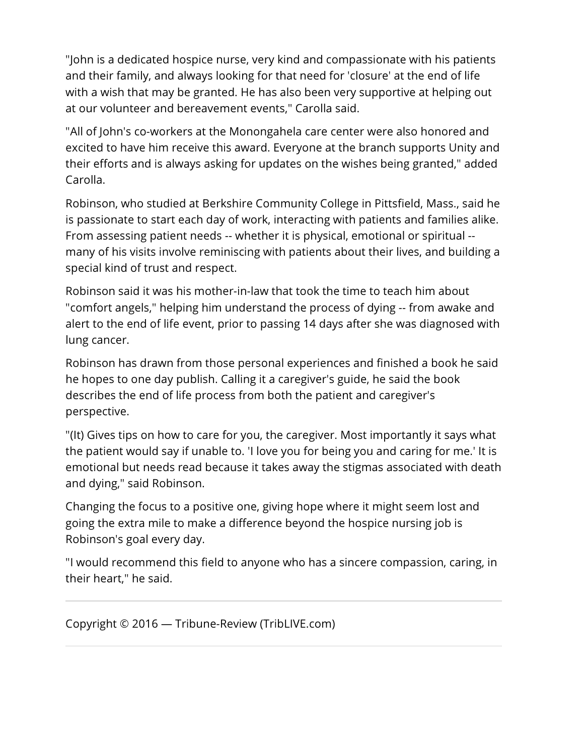"John is a dedicated hospice nurse, very kind and compassionate with his patients and their family, and always looking for that need for 'closure' at the end of life with a wish that may be granted. He has also been very supportive at helping out at our volunteer and bereavement events," Carolla said.

"All of John's co-workers at the Monongahela care center were also honored and excited to have him receive this award. Everyone at the branch supports Unity and their efforts and is always asking for updates on the wishes being granted," added Carolla.

Robinson, who studied at Berkshire Community College in Pittsfield, Mass., said he is passionate to start each day of work, interacting with patients and families alike. From assessing patient needs -- whether it is physical, emotional or spiritual -- many of his visits involve reminiscing with patients about their lives, and building a special kind of trust and respect.

Robinson said it was his mother-in-law that took the time to teach him about "comfort angels," helping him understand the process of dying -- from awake and alert to the end of life event, prior to passing 14 days after she was diagnosed with lung cancer.

Robinson has drawn from those personal experiences and finished a book he said he hopes to one day publish. Calling it a caregiver's guide, he said the book describes the end of life process from both the patient and caregiver's perspective.

"(It) Gives tips on how to care for you, the caregiver. Most importantly it says what the patient would say if unable to. 'I love you for being you and caring for me.' It is emotional but needs read because it takes away the stigmas associated with death and dying," said Robinson.

Changing the focus to a positive one, giving hope where it might seem lost and going the extra mile to make a difference beyond the hospice nursing job is Robinson's goal every day.

"I would recommend this field to anyone who has a sincere compassion, caring, in their heart," he said.

---

Copyright © 2016 — Tribune-Review (TribLIVE.com)

---